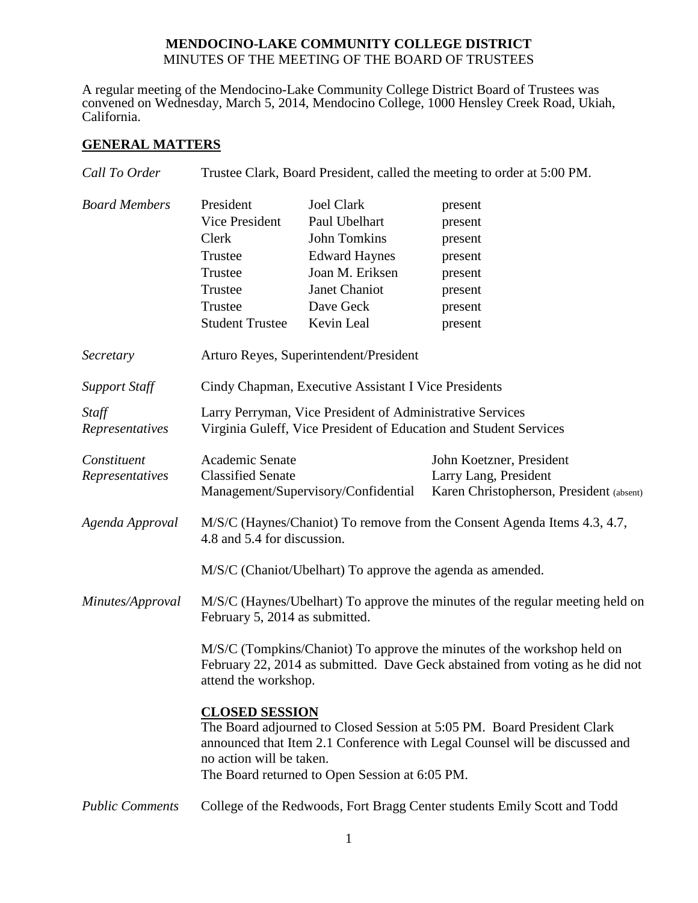# MENDOCINO-LAKE COMMUNITY COLLEGE DISTRICT

MINUTES OF THE MEETING OF THE BOARD OF TRUSTEES

A regular meeting of the Mendocino-Lake Community College District Board of Trustees was convened on Wednesday, March 5, 2014, Mendocino College, 1000 Hensley Creek Road, Ukiah, California.

## GENERAL MATTERS

*Call To Order* — Trustee Clark, Board President, called the meeting to order at 5:00 PM.

*Board Members*

| | | |
|---|---|---|
| President | Joel Clark | present |
| Vice President | Paul Ubelhart | present |
| Clerk | John Tomkins | present |
| Trustee | Edward Haynes | present |
| Trustee | Joan M. Eriksen | present |
| Trustee | Janet Chaniot | present |
| Trustee | Dave Geck | present |
| Student Trustee | Kevin Leal | present |

*Secretary* — Arturo Reyes, Superintendent/President

*Support Staff* — Cindy Chapman, Executive Assistant I Vice Presidents

*Staff Representatives* — Larry Perryman, Vice President of Administrative Services
Virginia Guleff, Vice President of Education and Student Services

*Constituent Representatives*

| | |
|---|---|
| Academic Senate | John Koetzner, President |
| Classified Senate | Larry Lang, President |
| Management/Supervisory/Confidential | Karen Christopherson, President (absent) |

*Agenda Approval* — M/S/C (Haynes/Chaniot) To remove from the Consent Agenda Items 4.3, 4.7, 4.8 and 5.4 for discussion.

M/S/C (Chaniot/Ubelhart) To approve the agenda as amended.

*Minutes/Approval* — M/S/C (Haynes/Ubelhart) To approve the minutes of the regular meeting held on February 5, 2014 as submitted.

M/S/C (Tompkins/Chaniot) To approve the minutes of the workshop held on February 22, 2014 as submitted. Dave Geck abstained from voting as he did not attend the workshop.

**CLOSED SESSION**

The Board adjourned to Closed Session at 5:05 PM. Board President Clark announced that Item 2.1 Conference with Legal Counsel will be discussed and no action will be taken.

The Board returned to Open Session at 6:05 PM.

*Public Comments* — College of the Redwoods, Fort Bragg Center students Emily Scott and Todd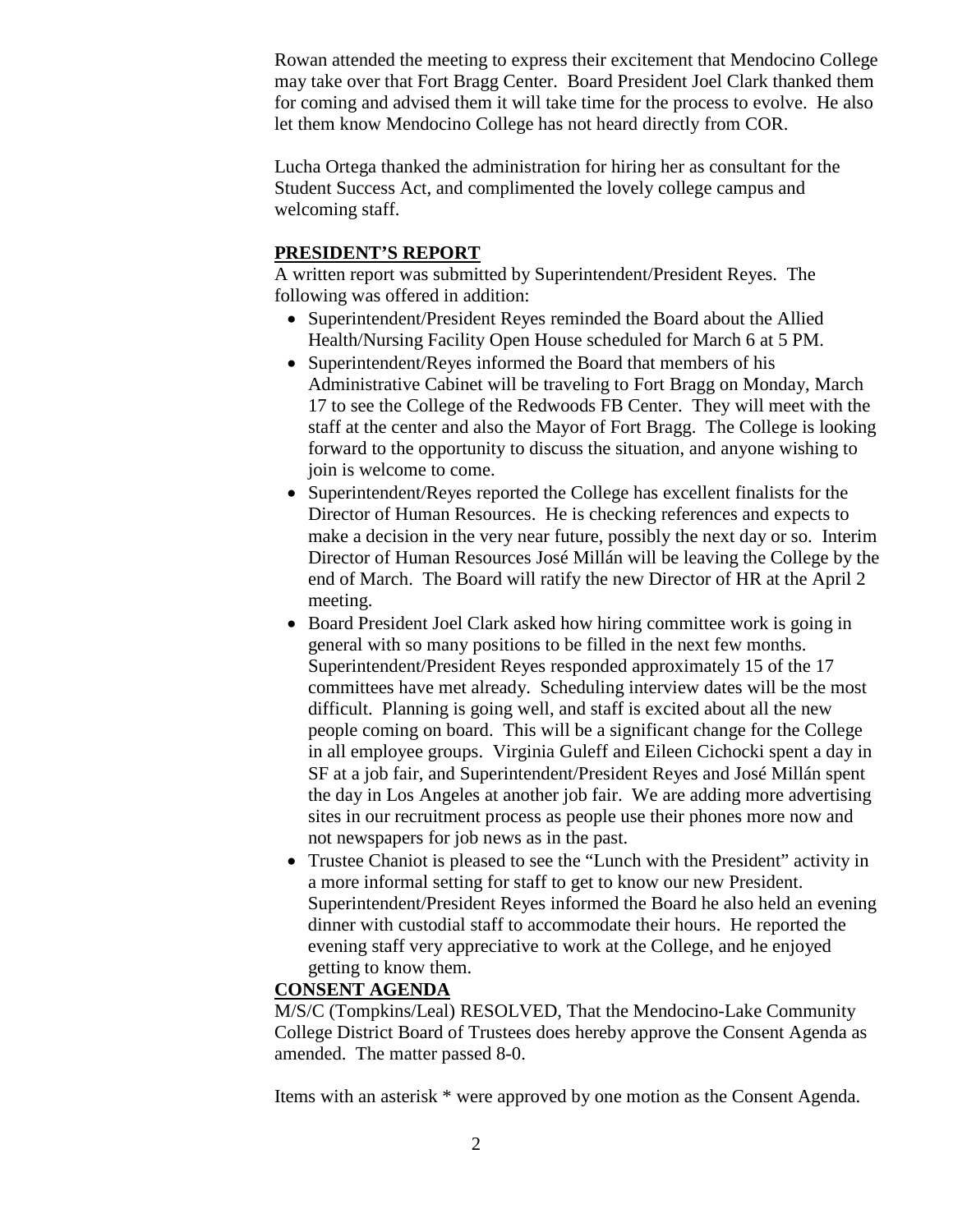Rowan attended the meeting to express their excitement that Mendocino College may take over that Fort Bragg Center. Board President Joel Clark thanked them for coming and advised them it will take time for the process to evolve. He also let them know Mendocino College has not heard directly from COR.

Lucha Ortega thanked the administration for hiring her as consultant for the Student Success Act, and complimented the lovely college campus and welcoming staff.

**PRESIDENT'S REPORT**

A written report was submitted by Superintendent/President Reyes. The following was offered in addition:

- Superintendent/President Reyes reminded the Board about the Allied Health/Nursing Facility Open House scheduled for March 6 at 5 PM.
- Superintendent/Reyes informed the Board that members of his Administrative Cabinet will be traveling to Fort Bragg on Monday, March 17 to see the College of the Redwoods FB Center. They will meet with the staff at the center and also the Mayor of Fort Bragg. The College is looking forward to the opportunity to discuss the situation, and anyone wishing to join is welcome to come.
- Superintendent/Reyes reported the College has excellent finalists for the Director of Human Resources. He is checking references and expects to make a decision in the very near future, possibly the next day or so. Interim Director of Human Resources José Millán will be leaving the College by the end of March. The Board will ratify the new Director of HR at the April 2 meeting.
- Board President Joel Clark asked how hiring committee work is going in general with so many positions to be filled in the next few months. Superintendent/President Reyes responded approximately 15 of the 17 committees have met already. Scheduling interview dates will be the most difficult. Planning is going well, and staff is excited about all the new people coming on board. This will be a significant change for the College in all employee groups. Virginia Guleff and Eileen Cichocki spent a day in SF at a job fair, and Superintendent/President Reyes and José Millán spent the day in Los Angeles at another job fair. We are adding more advertising sites in our recruitment process as people use their phones more now and not newspapers for job news as in the past.
- Trustee Chaniot is pleased to see the "Lunch with the President" activity in a more informal setting for staff to get to know our new President. Superintendent/President Reyes informed the Board he also held an evening dinner with custodial staff to accommodate their hours. He reported the evening staff very appreciative to work at the College, and he enjoyed getting to know them.

**CONSENT AGENDA**

M/S/C (Tompkins/Leal) RESOLVED, That the Mendocino-Lake Community College District Board of Trustees does hereby approve the Consent Agenda as amended. The matter passed 8-0.

Items with an asterisk * were approved by one motion as the Consent Agenda.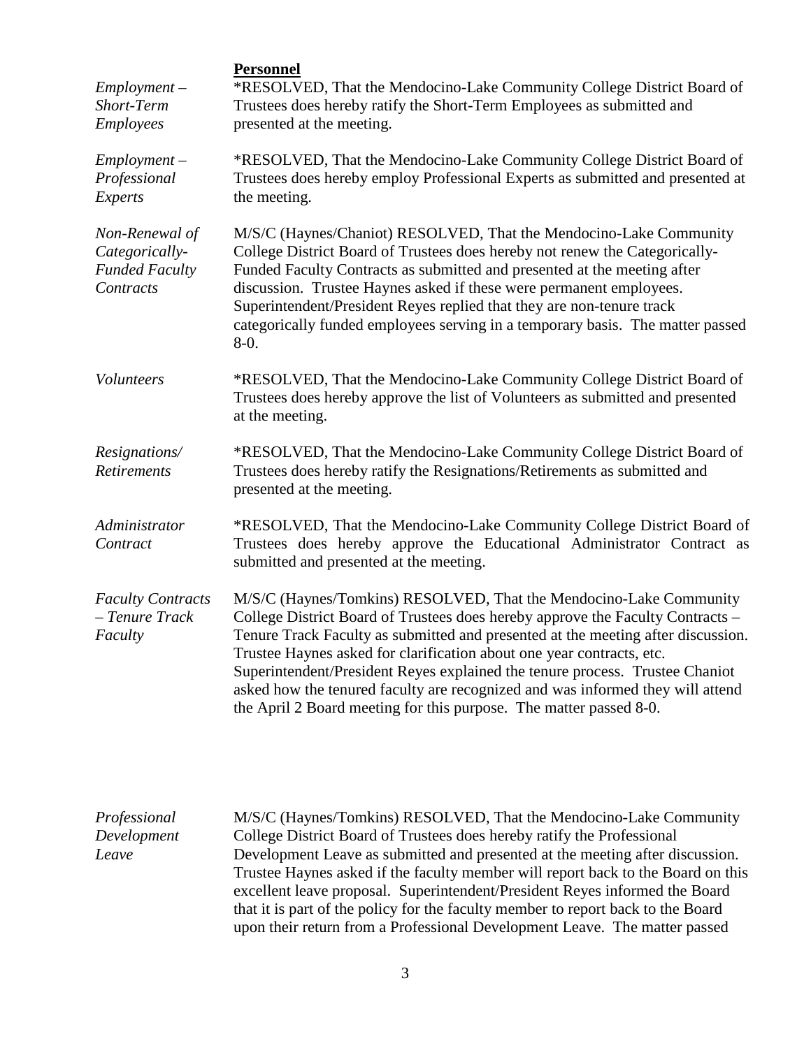**Personnel**

*Employment – Short-Term Employees*

*RESOLVED, That the Mendocino-Lake Community College District Board of Trustees does hereby ratify the Short-Term Employees as submitted and presented at the meeting.

*Employment – Professional Experts*

*RESOLVED, That the Mendocino-Lake Community College District Board of Trustees does hereby employ Professional Experts as submitted and presented at the meeting.

*Non-Renewal of Categorically-Funded Faculty Contracts*

M/S/C (Haynes/Chaniot) RESOLVED, That the Mendocino-Lake Community College District Board of Trustees does hereby not renew the Categorically-Funded Faculty Contracts as submitted and presented at the meeting after discussion. Trustee Haynes asked if these were permanent employees. Superintendent/President Reyes replied that they are non-tenure track categorically funded employees serving in a temporary basis. The matter passed 8-0.

*Volunteers*

*RESOLVED, That the Mendocino-Lake Community College District Board of Trustees does hereby approve the list of Volunteers as submitted and presented at the meeting.

*Resignations/ Retirements*

*RESOLVED, That the Mendocino-Lake Community College District Board of Trustees does hereby ratify the Resignations/Retirements as submitted and presented at the meeting.

*Administrator Contract*

*RESOLVED, That the Mendocino-Lake Community College District Board of Trustees does hereby approve the Educational Administrator Contract as submitted and presented at the meeting.

*Faculty Contracts – Tenure Track Faculty*

M/S/C (Haynes/Tomkins) RESOLVED, That the Mendocino-Lake Community College District Board of Trustees does hereby approve the Faculty Contracts – Tenure Track Faculty as submitted and presented at the meeting after discussion. Trustee Haynes asked for clarification about one year contracts, etc. Superintendent/President Reyes explained the tenure process. Trustee Chaniot asked how the tenured faculty are recognized and was informed they will attend the April 2 Board meeting for this purpose. The matter passed 8-0.

*Professional Development Leave*

M/S/C (Haynes/Tomkins) RESOLVED, That the Mendocino-Lake Community College District Board of Trustees does hereby ratify the Professional Development Leave as submitted and presented at the meeting after discussion. Trustee Haynes asked if the faculty member will report back to the Board on this excellent leave proposal. Superintendent/President Reyes informed the Board that it is part of the policy for the faculty member to report back to the Board upon their return from a Professional Development Leave. The matter passed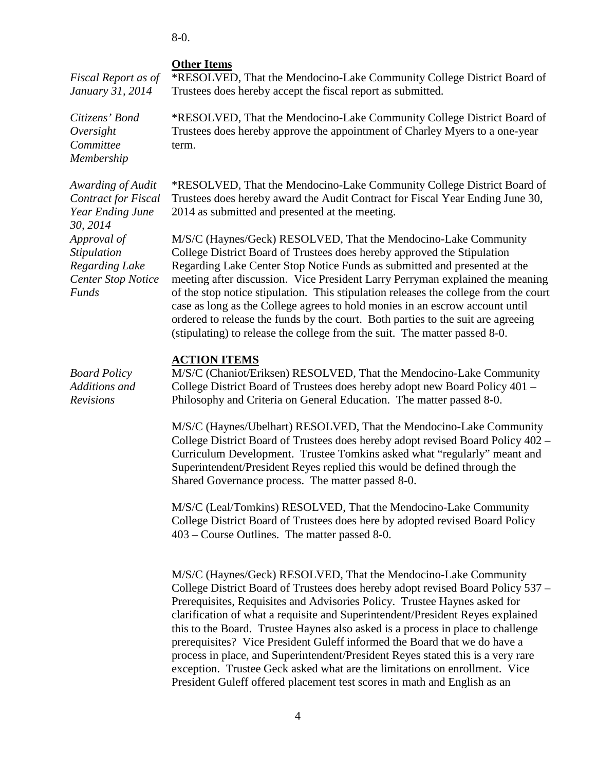8-0.

**Other Items**

*Fiscal Report as of January 31, 2014*

*RESOLVED, That the Mendocino-Lake Community College District Board of Trustees does hereby accept the fiscal report as submitted.

*Citizens' Bond Oversight Committee Membership*

*RESOLVED, That the Mendocino-Lake Community College District Board of Trustees does hereby approve the appointment of Charley Myers to a one-year term.

*Awarding of Audit Contract for Fiscal Year Ending June 30, 2014*

*RESOLVED, That the Mendocino-Lake Community College District Board of Trustees does hereby award the Audit Contract for Fiscal Year Ending June 30, 2014 as submitted and presented at the meeting.

*Approval of Stipulation Regarding Lake Center Stop Notice Funds*

M/S/C (Haynes/Geck) RESOLVED, That the Mendocino-Lake Community College District Board of Trustees does hereby approved the Stipulation Regarding Lake Center Stop Notice Funds as submitted and presented at the meeting after discussion. Vice President Larry Perryman explained the meaning of the stop notice stipulation. This stipulation releases the college from the court case as long as the College agrees to hold monies in an escrow account until ordered to release the funds by the court. Both parties to the suit are agreeing (stipulating) to release the college from the suit. The matter passed 8-0.

**ACTION ITEMS**

*Board Policy Additions and Revisions*

M/S/C (Chaniot/Eriksen) RESOLVED, That the Mendocino-Lake Community College District Board of Trustees does hereby adopt new Board Policy 401 – Philosophy and Criteria on General Education. The matter passed 8-0.

M/S/C (Haynes/Ubelhart) RESOLVED, That the Mendocino-Lake Community College District Board of Trustees does hereby adopt revised Board Policy 402 – Curriculum Development. Trustee Tomkins asked what "regularly" meant and Superintendent/President Reyes replied this would be defined through the Shared Governance process. The matter passed 8-0.

M/S/C (Leal/Tomkins) RESOLVED, That the Mendocino-Lake Community College District Board of Trustees does here by adopted revised Board Policy 403 – Course Outlines. The matter passed 8-0.

M/S/C (Haynes/Geck) RESOLVED, That the Mendocino-Lake Community College District Board of Trustees does hereby adopt revised Board Policy 537 – Prerequisites, Requisites and Advisories Policy. Trustee Haynes asked for clarification of what a requisite and Superintendent/President Reyes explained this to the Board. Trustee Haynes also asked is a process in place to challenge prerequisites? Vice President Guleff informed the Board that we do have a process in place, and Superintendent/President Reyes stated this is a very rare exception. Trustee Geck asked what are the limitations on enrollment. Vice President Guleff offered placement test scores in math and English as an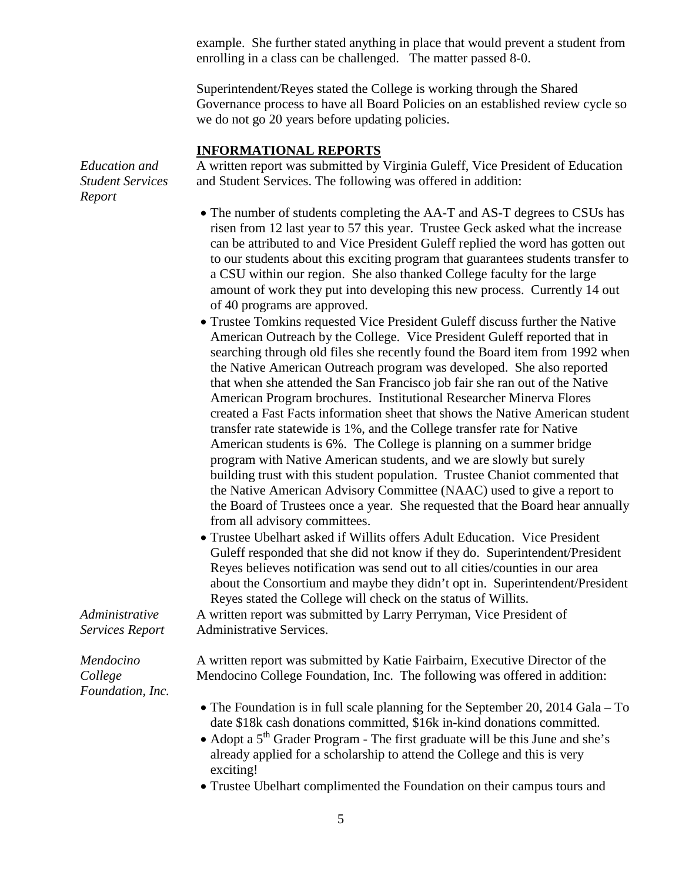example. She further stated anything in place that would prevent a student from enrolling in a class can be challenged. The matter passed 8-0.

Superintendent/Reyes stated the College is working through the Shared Governance process to have all Board Policies on an established review cycle so we do not go 20 years before updating policies.

## INFORMATIONAL REPORTS

*Education and Student Services Report*

A written report was submitted by Virginia Guleff, Vice President of Education and Student Services. The following was offered in addition:

- The number of students completing the AA-T and AS-T degrees to CSUs has risen from 12 last year to 57 this year. Trustee Geck asked what the increase can be attributed to and Vice President Guleff replied the word has gotten out to our students about this exciting program that guarantees students transfer to a CSU within our region. She also thanked College faculty for the large amount of work they put into developing this new process. Currently 14 out of 40 programs are approved.
- Trustee Tomkins requested Vice President Guleff discuss further the Native American Outreach by the College. Vice President Guleff reported that in searching through old files she recently found the Board item from 1992 when the Native American Outreach program was developed. She also reported that when she attended the San Francisco job fair she ran out of the Native American Program brochures. Institutional Researcher Minerva Flores created a Fast Facts information sheet that shows the Native American student transfer rate statewide is 1%, and the College transfer rate for Native American students is 6%. The College is planning on a summer bridge program with Native American students, and we are slowly but surely building trust with this student population. Trustee Chaniot commented that the Native American Advisory Committee (NAAC) used to give a report to the Board of Trustees once a year. She requested that the Board hear annually from all advisory committees.
- Trustee Ubelhart asked if Willits offers Adult Education. Vice President Guleff responded that she did not know if they do. Superintendent/President Reyes believes notification was send out to all cities/counties in our area about the Consortium and maybe they didn't opt in. Superintendent/President Reyes stated the College will check on the status of Willits.

*Administrative Services Report*

A written report was submitted by Larry Perryman, Vice President of Administrative Services.

*Mendocino College Foundation, Inc.*

A written report was submitted by Katie Fairbairn, Executive Director of the Mendocino College Foundation, Inc. The following was offered in addition:

- The Foundation is in full scale planning for the September 20, 2014 Gala – To date \$18k cash donations committed, \$16k in-kind donations committed.
- Adopt a 5th Grader Program - The first graduate will be this June and she's already applied for a scholarship to attend the College and this is very exciting!
- Trustee Ubelhart complimented the Foundation on their campus tours and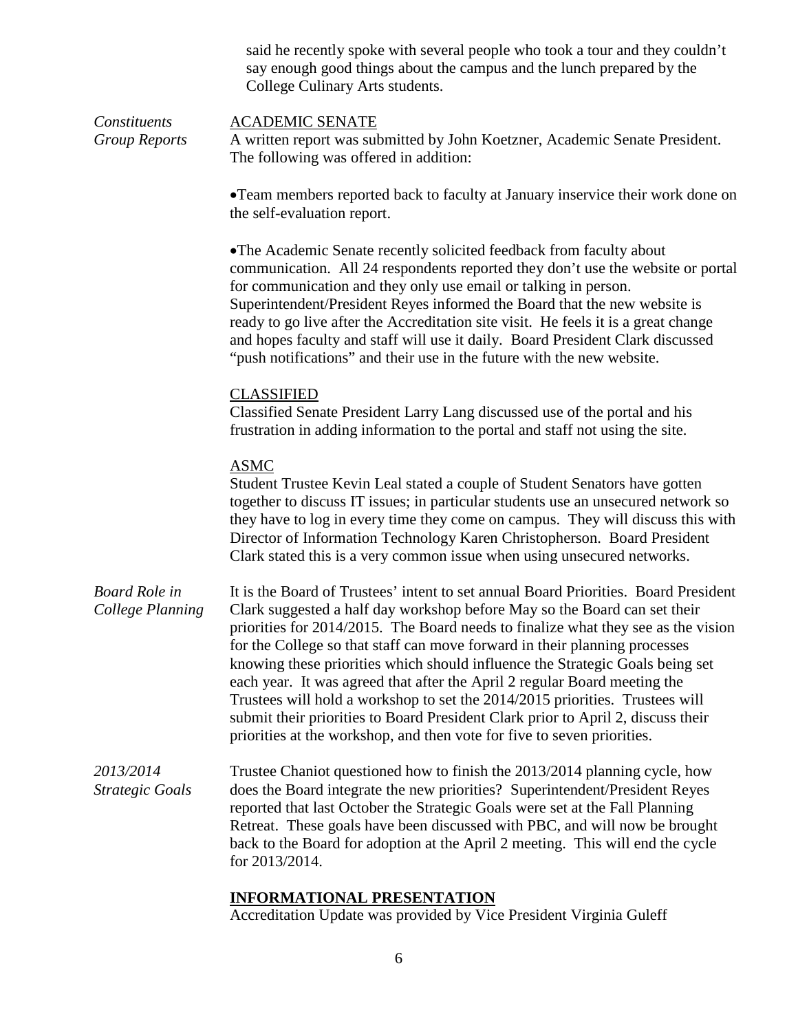said he recently spoke with several people who took a tour and they couldn't say enough good things about the campus and the lunch prepared by the College Culinary Arts students.

*Constituents Group Reports*

ACADEMIC SENATE

A written report was submitted by John Koetzner, Academic Senate President. The following was offered in addition:

- Team members reported back to faculty at January inservice their work done on the self-evaluation report.

- The Academic Senate recently solicited feedback from faculty about communication. All 24 respondents reported they don't use the website or portal for communication and they only use email or talking in person. Superintendent/President Reyes informed the Board that the new website is ready to go live after the Accreditation site visit. He feels it is a great change and hopes faculty and staff will use it daily. Board President Clark discussed "push notifications" and their use in the future with the new website.

CLASSIFIED

Classified Senate President Larry Lang discussed use of the portal and his frustration in adding information to the portal and staff not using the site.

ASMC

Student Trustee Kevin Leal stated a couple of Student Senators have gotten together to discuss IT issues; in particular students use an unsecured network so they have to log in every time they come on campus. They will discuss this with Director of Information Technology Karen Christopherson. Board President Clark stated this is a very common issue when using unsecured networks.

*Board Role in College Planning*

It is the Board of Trustees' intent to set annual Board Priorities. Board President Clark suggested a half day workshop before May so the Board can set their priorities for 2014/2015. The Board needs to finalize what they see as the vision for the College so that staff can move forward in their planning processes knowing these priorities which should influence the Strategic Goals being set each year. It was agreed that after the April 2 regular Board meeting the Trustees will hold a workshop to set the 2014/2015 priorities. Trustees will submit their priorities to Board President Clark prior to April 2, discuss their priorities at the workshop, and then vote for five to seven priorities.

*2013/2014 Strategic Goals*

Trustee Chaniot questioned how to finish the 2013/2014 planning cycle, how does the Board integrate the new priorities? Superintendent/President Reyes reported that last October the Strategic Goals were set at the Fall Planning Retreat. These goals have been discussed with PBC, and will now be brought back to the Board for adoption at the April 2 meeting. This will end the cycle for 2013/2014.

**INFORMATIONAL PRESENTATION**

Accreditation Update was provided by Vice President Virginia Guleff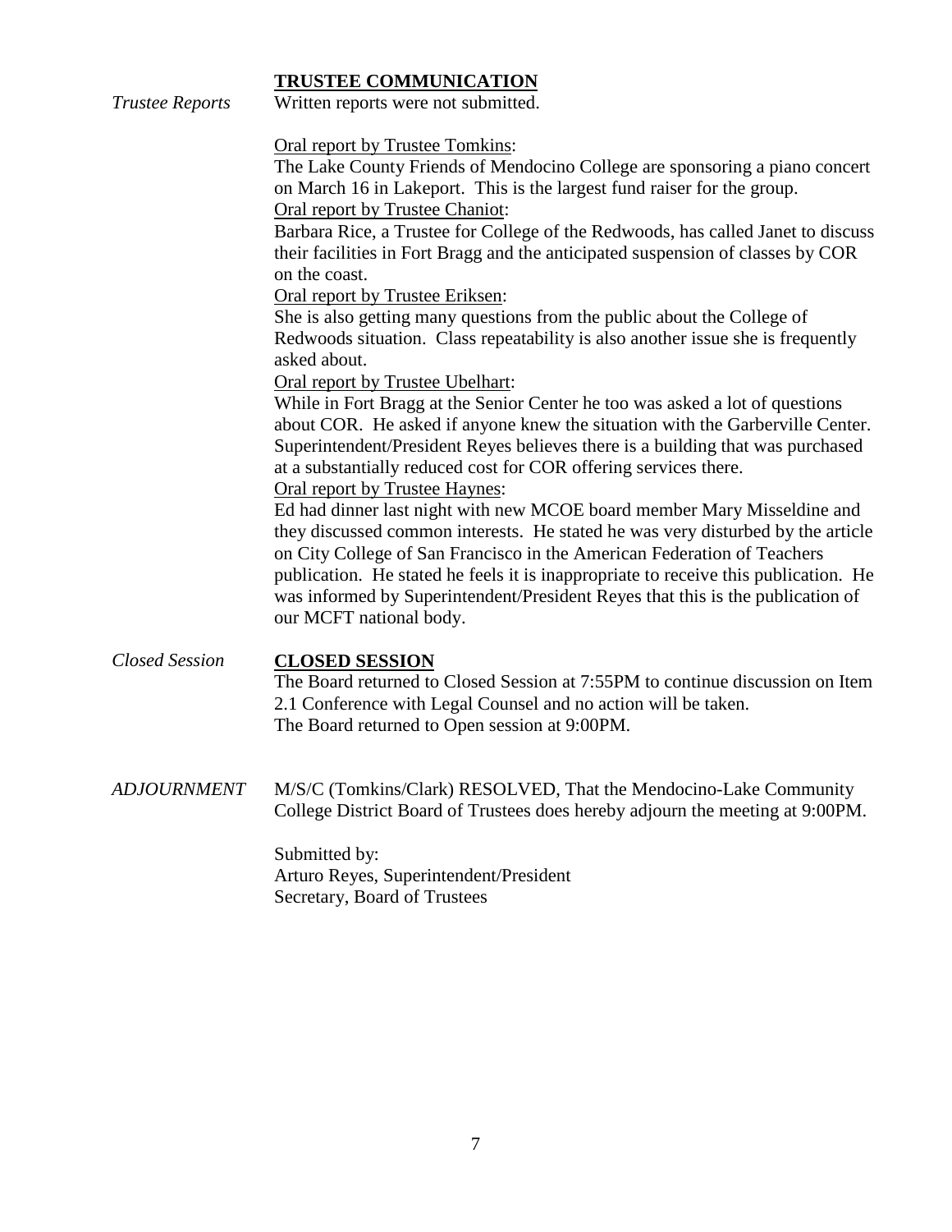## TRUSTEE COMMUNICATION

*Trustee Reports*

Written reports were not submitted.

Oral report by Trustee Tomkins:
The Lake County Friends of Mendocino College are sponsoring a piano concert on March 16 in Lakeport. This is the largest fund raiser for the group.

Oral report by Trustee Chaniot:
Barbara Rice, a Trustee for College of the Redwoods, has called Janet to discuss their facilities in Fort Bragg and the anticipated suspension of classes by COR on the coast.

Oral report by Trustee Eriksen:
She is also getting many questions from the public about the College of Redwoods situation. Class repeatability is also another issue she is frequently asked about.

Oral report by Trustee Ubelhart:
While in Fort Bragg at the Senior Center he too was asked a lot of questions about COR. He asked if anyone knew the situation with the Garberville Center. Superintendent/President Reyes believes there is a building that was purchased at a substantially reduced cost for COR offering services there.

Oral report by Trustee Haynes:
Ed had dinner last night with new MCOE board member Mary Misseldine and they discussed common interests. He stated he was very disturbed by the article on City College of San Francisco in the American Federation of Teachers publication. He stated he feels it is inappropriate to receive this publication. He was informed by Superintendent/President Reyes that this is the publication of our MCFT national body.

*Closed Session*

## CLOSED SESSION

The Board returned to Closed Session at 7:55PM to continue discussion on Item 2.1 Conference with Legal Counsel and no action will be taken.
The Board returned to Open session at 9:00PM.

*ADJOURNMENT*

M/S/C (Tomkins/Clark) RESOLVED, That the Mendocino-Lake Community College District Board of Trustees does hereby adjourn the meeting at 9:00PM.

Submitted by:
Arturo Reyes, Superintendent/President
Secretary, Board of Trustees